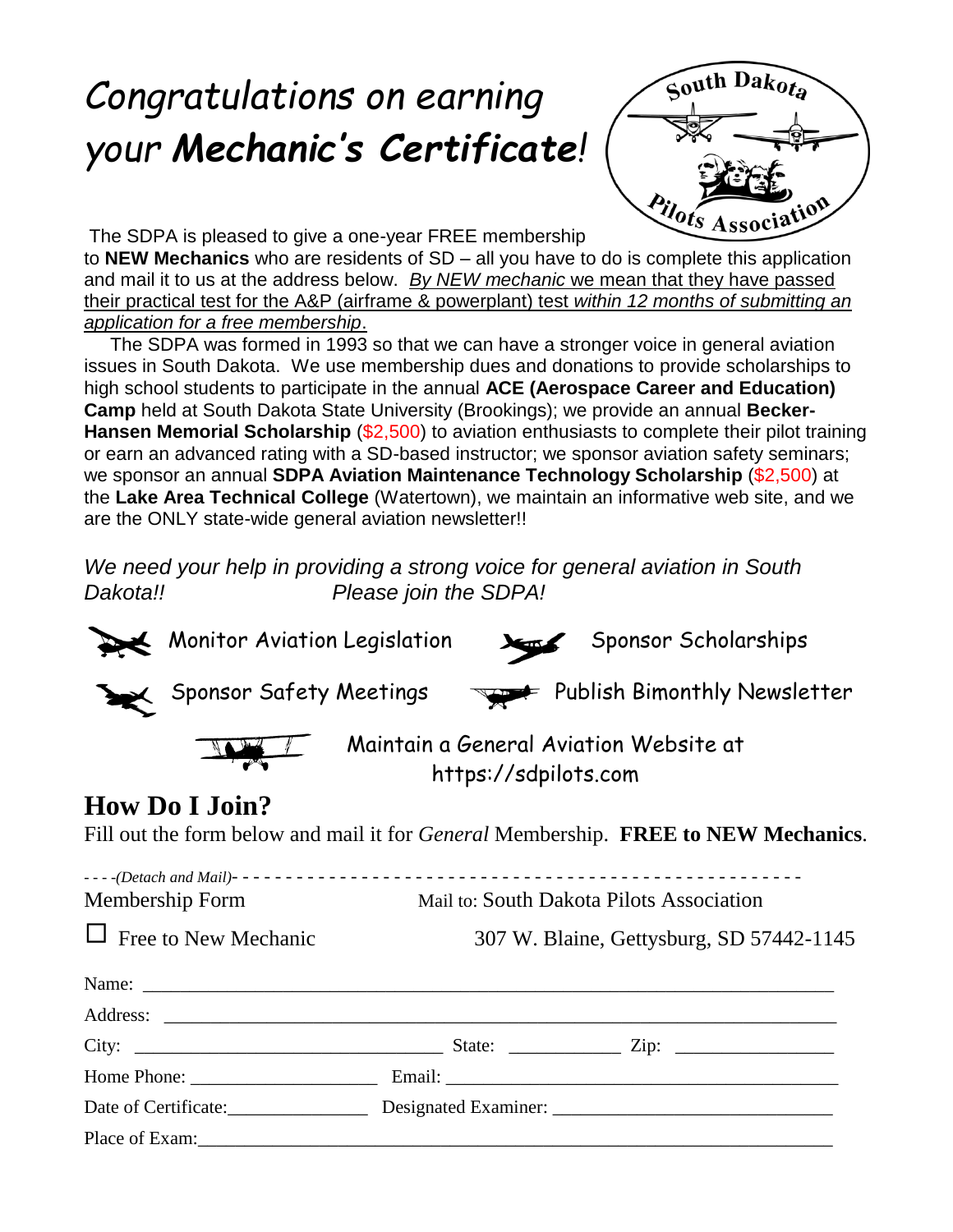# *Congratulations on earning your **Mechanic's Certificate**!*

South Dakota Pilots Association

The SDPA is pleased to give a one-year FREE membership to **NEW Mechanics** who are residents of SD – all you have to do is complete this application and mail it to us at the address below. *By NEW mechanic* we mean that they have passed their practical test for the A&P (airframe & powerplant) test *within 12 months of submitting an application for a free membership*.

The SDPA was formed in 1993 so that we can have a stronger voice in general aviation issues in South Dakota. We use membership dues and donations to provide scholarships to high school students to participate in the annual **ACE (Aerospace Career and Education) Camp** held at South Dakota State University (Brookings); we provide an annual **Becker-Hansen Memorial Scholarship** ($2,500) to aviation enthusiasts to complete their pilot training or earn an advanced rating with a SD-based instructor; we sponsor aviation safety seminars; we sponsor an annual **SDPA Aviation Maintenance Technology Scholarship** ($2,500) at the **Lake Area Technical College** (Watertown), we maintain an informative web site, and we are the ONLY state-wide general aviation newsletter!!

*We need your help in providing a strong voice for general aviation in South Dakota!! Please join the SDPA!*

- Monitor Aviation Legislation
- Sponsor Scholarships
- Sponsor Safety Meetings
- Publish Bimonthly Newsletter
- Maintain a General Aviation Website at https://sdpilots.com

## How Do I Join?

Fill out the form below and mail it for *General* Membership. **FREE to NEW Mechanics**.

- - - -*(Detach and Mail)*- - - - - - - - - - - - - - - - - - - - - - - - - - - - - - - - - - - - - - - - - - - - - - - - - - - -

Membership Form

Mail to: South Dakota Pilots Association
307 W. Blaine, Gettysburg, SD 57442-1145

☐ Free to New Mechanic

Name: ________________________________________________________________

Address: ______________________________________________________________

City: ______________________________ State: ___________ Zip: ______________

Home Phone: ___________________ Email: ______________________________________

Date of Certificate:______________ Designated Examiner: __________________________

Place of Exam:___________________________________________________________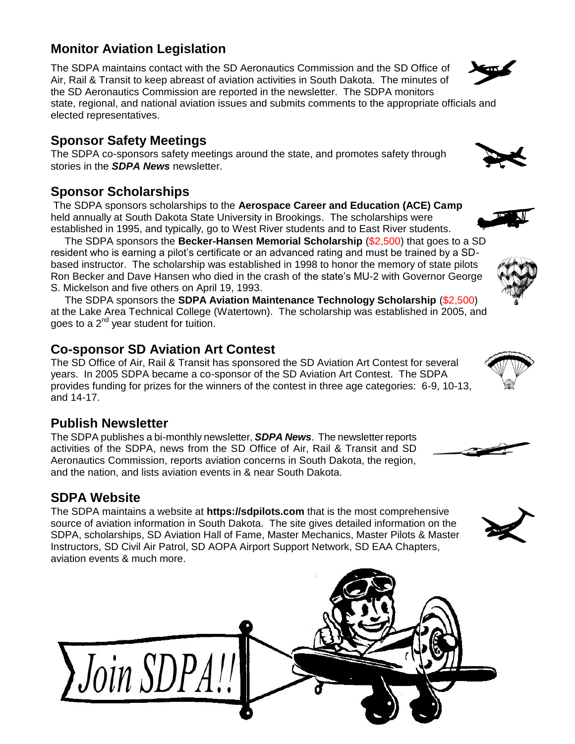## Monitor Aviation Legislation

The SDPA maintains contact with the SD Aeronautics Commission and the SD Office of Air, Rail & Transit to keep abreast of aviation activities in South Dakota. The minutes of the SD Aeronautics Commission are reported in the newsletter. The SDPA monitors state, regional, and national aviation issues and submits comments to the appropriate officials and elected representatives.

## Sponsor Safety Meetings

The SDPA co-sponsors safety meetings around the state, and promotes safety through stories in the ***SDPA News*** newsletter.

## Sponsor Scholarships

The SDPA sponsors scholarships to the **Aerospace Career and Education (ACE) Camp** held annually at South Dakota State University in Brookings. The scholarships were established in 1995, and typically, go to West River students and to East River students.

The SDPA sponsors the **Becker-Hansen Memorial Scholarship** ($2,500) that goes to a SD resident who is earning a pilot's certificate or an advanced rating and must be trained by a SD-based instructor. The scholarship was established in 1998 to honor the memory of state pilots Ron Becker and Dave Hansen who died in the crash of the state's MU-2 with Governor George S. Mickelson and five others on April 19, 1993.

The SDPA sponsors the **SDPA Aviation Maintenance Technology Scholarship** ($2,500) at the Lake Area Technical College (Watertown). The scholarship was established in 2005, and goes to a 2nd year student for tuition.

## Co-sponsor SD Aviation Art Contest

The SD Office of Air, Rail & Transit has sponsored the SD Aviation Art Contest for several years. In 2005 SDPA became a co-sponsor of the SD Aviation Art Contest. The SDPA provides funding for prizes for the winners of the contest in three age categories: 6-9, 10-13, and 14-17.

## Publish Newsletter

The SDPA publishes a bi-monthly newsletter, ***SDPA News***. The newsletter reports activities of the SDPA, news from the SD Office of Air, Rail & Transit and SD Aeronautics Commission, reports aviation concerns in South Dakota, the region, and the nation, and lists aviation events in & near South Dakota.

## SDPA Website

The SDPA maintains a website at **https://sdpilots.com** that is the most comprehensive source of aviation information in South Dakota. The site gives detailed information on the SDPA, scholarships, SD Aviation Hall of Fame, Master Mechanics, Master Pilots & Master Instructors, SD Civil Air Patrol, SD AOPA Airport Support Network, SD EAA Chapters, aviation events & much more.

Join SDPA!!